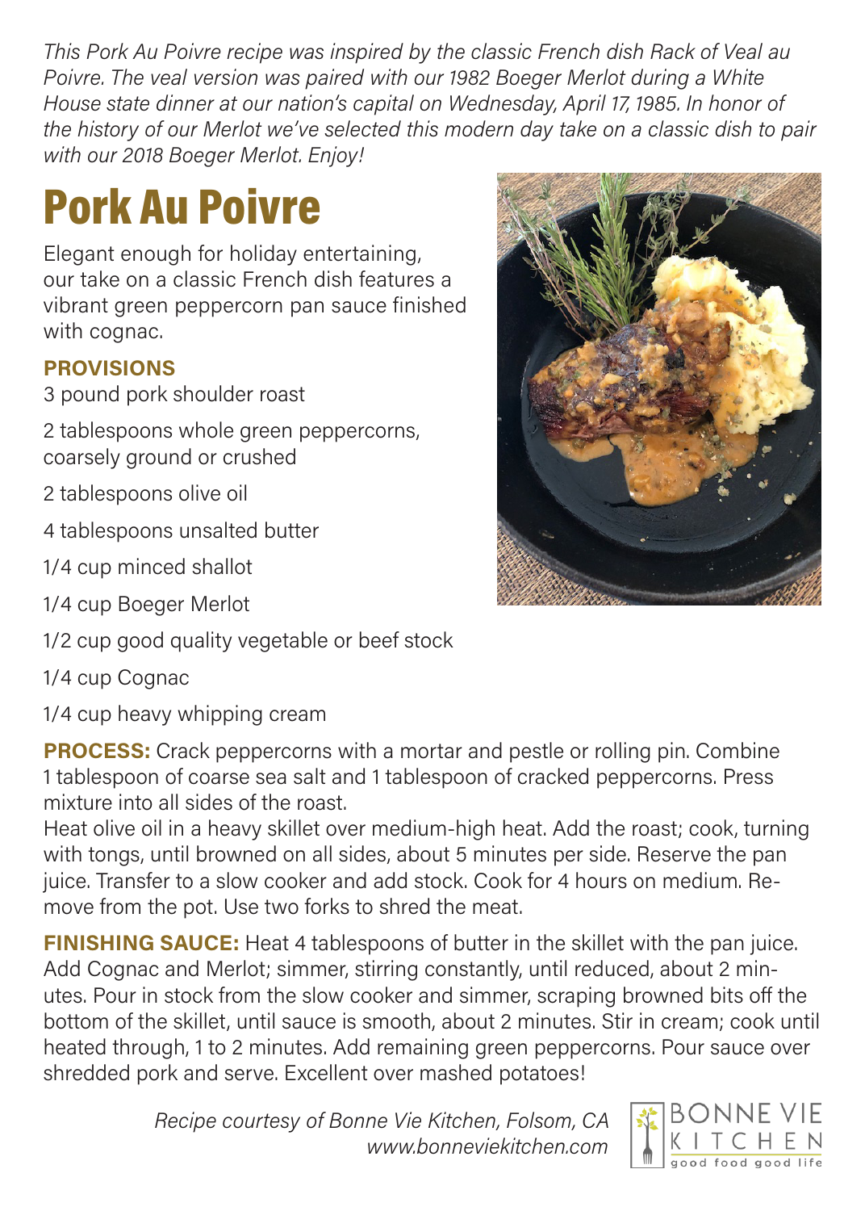*This Pork Au Poivre recipe was inspired by the classic French dish Rack of Veal au Poivre. The veal version was paired with our 1982 Boeger Merlot during a White House state dinner at our nation's capital on Wednesday, April 17, 1985. In honor of the history of our Merlot we've selected this modern day take on a classic dish to pair with our 2018 Boeger Merlot. Enjoy!*

# Pork Au Poivre

Elegant enough for holiday entertaining, our take on a classic French dish features a vibrant green peppercorn pan sauce finished with cognac.

**PROVISIONS**

3 pound pork shoulder roast

2 tablespoons whole green peppercorns, coarsely ground or crushed

2 tablespoons olive oil

4 tablespoons unsalted butter

1/4 cup minced shallot

1/4 cup Boeger Merlot

1/2 cup good quality vegetable or beef stock

1/4 cup Cognac

1/4 cup heavy whipping cream

**PROCESS:** Crack peppercorns with a mortar and pestle or rolling pin. Combine 1 tablespoon of coarse sea salt and 1 tablespoon of cracked peppercorns. Press mixture into all sides of the roast.

Heat olive oil in a heavy skillet over medium-high heat. Add the roast; cook, turning with tongs, until browned on all sides, about 5 minutes per side. Reserve the pan juice. Transfer to a slow cooker and add stock. Cook for 4 hours on medium. Remove from the pot. Use two forks to shred the meat.

**FINISHING SAUCE:** Heat 4 tablespoons of butter in the skillet with the pan juice. Add Cognac and Merlot; simmer, stirring constantly, until reduced, about 2 minutes. Pour in stock from the slow cooker and simmer, scraping browned bits off the bottom of the skillet, until sauce is smooth, about 2 minutes. Stir in cream; cook until heated through, 1 to 2 minutes. Add remaining green peppercorns. Pour sauce over shredded pork and serve. Excellent over mashed potatoes!

*Recipe courtesy of Bonne Vie Kitchen, Folsom, CA*
*www.bonneviekitchen.com*

BONNE VIE KITCHEN
good food good life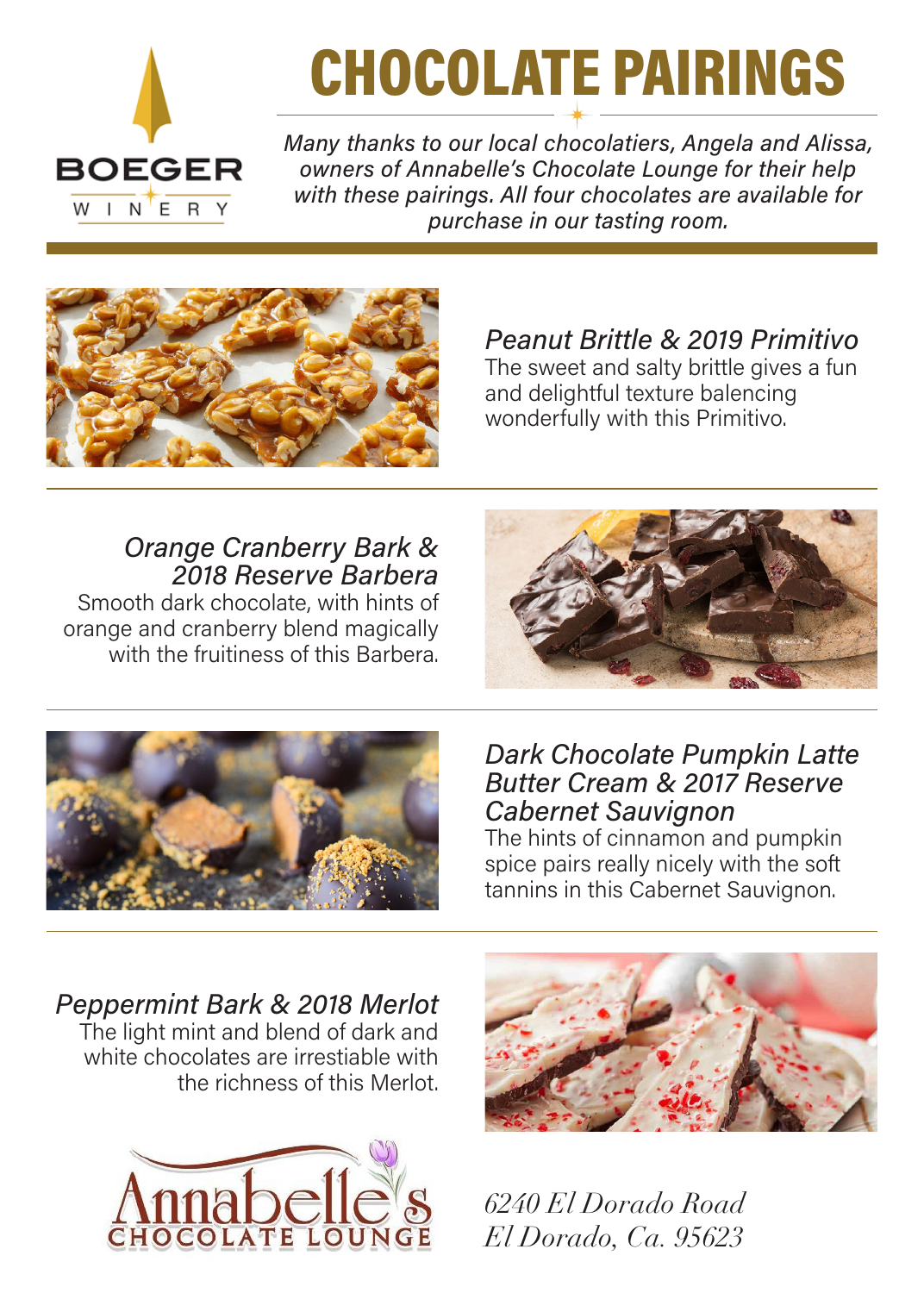BOEGER WINERY

# CHOCOLATE PAIRINGS

*Many thanks to our local chocolatiers, Angela and Alissa, owners of Annabelle's Chocolate Lounge for their help with these pairings. All four chocolates are available for purchase in our tasting room.*

### *Peanut Brittle & 2019 Primitivo*

The sweet and salty brittle gives a fun and delightful texture balencing wonderfully with this Primitivo.

### *Orange Cranberry Bark & 2018 Reserve Barbera*

Smooth dark chocolate, with hints of orange and cranberry blend magically with the fruitiness of this Barbera.

### *Dark Chocolate Pumpkin Latte Butter Cream & 2017 Reserve Cabernet Sauvignon*

The hints of cinnamon and pumpkin spice pairs really nicely with the soft tannins in this Cabernet Sauvignon.

### *Peppermint Bark & 2018 Merlot*

The light mint and blend of dark and white chocolates are irrestiable with the richness of this Merlot.

Annabelle's CHOCOLATE LOUNGE

*6240 El Dorado Road*
*El Dorado, Ca. 95623*